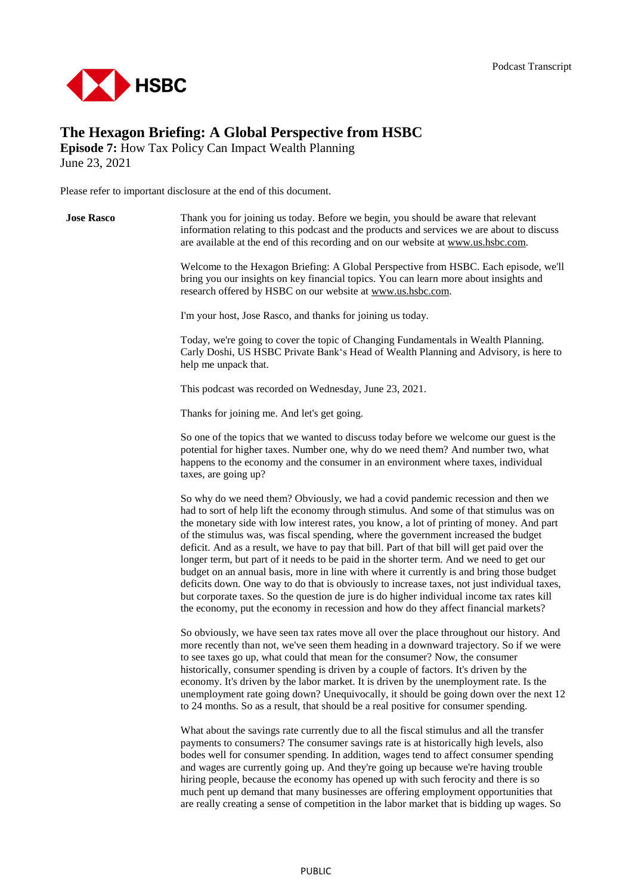# The Hexagon Briefing: A Global Perspective from HSBC

**Episode 7:** How Tax Policy Can Impact Wealth Planning
June 23, 2021

Please refer to important disclosure at the end of this document.

**Jose Rasco**

Thank you for joining us today. Before we begin, you should be aware that relevant information relating to this podcast and the products and services we are about to discuss are available at the end of this recording and on our website at www.us.hsbc.com.

Welcome to the Hexagon Briefing: A Global Perspective from HSBC. Each episode, we'll bring you our insights on key financial topics. You can learn more about insights and research offered by HSBC on our website at www.us.hsbc.com.

I'm your host, Jose Rasco, and thanks for joining us today.

Today, we're going to cover the topic of Changing Fundamentals in Wealth Planning. Carly Doshi, US HSBC Private Bank's Head of Wealth Planning and Advisory, is here to help me unpack that.

This podcast was recorded on Wednesday, June 23, 2021.

Thanks for joining me. And let's get going.

So one of the topics that we wanted to discuss today before we welcome our guest is the potential for higher taxes. Number one, why do we need them? And number two, what happens to the economy and the consumer in an environment where taxes, individual taxes, are going up?

So why do we need them? Obviously, we had a covid pandemic recession and then we had to sort of help lift the economy through stimulus. And some of that stimulus was on the monetary side with low interest rates, you know, a lot of printing of money. And part of the stimulus was, was fiscal spending, where the government increased the budget deficit. And as a result, we have to pay that bill. Part of that bill will get paid over the longer term, but part of it needs to be paid in the shorter term. And we need to get our budget on an annual basis, more in line with where it currently is and bring those budget deficits down. One way to do that is obviously to increase taxes, not just individual taxes, but corporate taxes. So the question de jure is do higher individual income tax rates kill the economy, put the economy in recession and how do they affect financial markets?

So obviously, we have seen tax rates move all over the place throughout our history. And more recently than not, we've seen them heading in a downward trajectory. So if we were to see taxes go up, what could that mean for the consumer? Now, the consumer historically, consumer spending is driven by a couple of factors. It's driven by the economy. It's driven by the labor market. It is driven by the unemployment rate. Is the unemployment rate going down? Unequivocally, it should be going down over the next 12 to 24 months. So as a result, that should be a real positive for consumer spending.

What about the savings rate currently due to all the fiscal stimulus and all the transfer payments to consumers? The consumer savings rate is at historically high levels, also bodes well for consumer spending. In addition, wages tend to affect consumer spending and wages are currently going up. And they're going up because we're having trouble hiring people, because the economy has opened up with such ferocity and there is so much pent up demand that many businesses are offering employment opportunities that are really creating a sense of competition in the labor market that is bidding up wages. So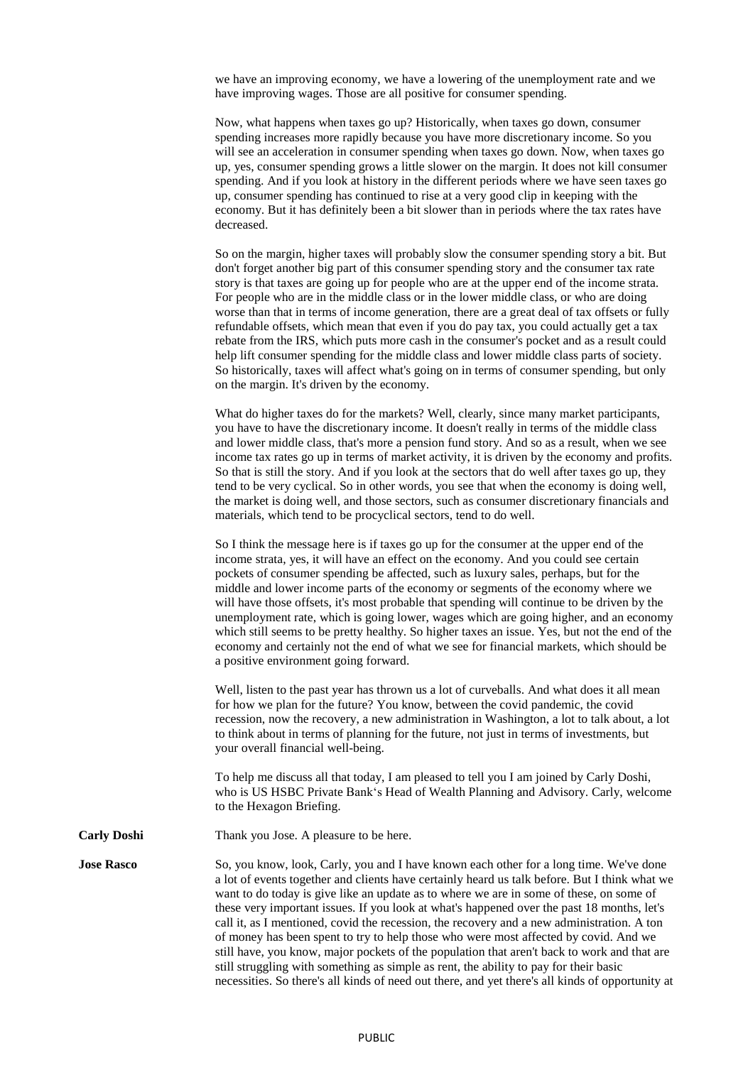we have an improving economy, we have a lowering of the unemployment rate and we have improving wages. Those are all positive for consumer spending.

Now, what happens when taxes go up? Historically, when taxes go down, consumer spending increases more rapidly because you have more discretionary income. So you will see an acceleration in consumer spending when taxes go down. Now, when taxes go up, yes, consumer spending grows a little slower on the margin. It does not kill consumer spending. And if you look at history in the different periods where we have seen taxes go up, consumer spending has continued to rise at a very good clip in keeping with the economy. But it has definitely been a bit slower than in periods where the tax rates have decreased.

So on the margin, higher taxes will probably slow the consumer spending story a bit. But don't forget another big part of this consumer spending story and the consumer tax rate story is that taxes are going up for people who are at the upper end of the income strata. For people who are in the middle class or in the lower middle class, or who are doing worse than that in terms of income generation, there are a great deal of tax offsets or fully refundable offsets, which mean that even if you do pay tax, you could actually get a tax rebate from the IRS, which puts more cash in the consumer's pocket and as a result could help lift consumer spending for the middle class and lower middle class parts of society. So historically, taxes will affect what's going on in terms of consumer spending, but only on the margin. It's driven by the economy.

What do higher taxes do for the markets? Well, clearly, since many market participants, you have to have the discretionary income. It doesn't really in terms of the middle class and lower middle class, that's more a pension fund story. And so as a result, when we see income tax rates go up in terms of market activity, it is driven by the economy and profits. So that is still the story. And if you look at the sectors that do well after taxes go up, they tend to be very cyclical. So in other words, you see that when the economy is doing well, the market is doing well, and those sectors, such as consumer discretionary financials and materials, which tend to be procyclical sectors, tend to do well.

So I think the message here is if taxes go up for the consumer at the upper end of the income strata, yes, it will have an effect on the economy. And you could see certain pockets of consumer spending be affected, such as luxury sales, perhaps, but for the middle and lower income parts of the economy or segments of the economy where we will have those offsets, it's most probable that spending will continue to be driven by the unemployment rate, which is going lower, wages which are going higher, and an economy which still seems to be pretty healthy. So higher taxes an issue. Yes, but not the end of the economy and certainly not the end of what we see for financial markets, which should be a positive environment going forward.

Well, listen to the past year has thrown us a lot of curveballs. And what does it all mean for how we plan for the future? You know, between the covid pandemic, the covid recession, now the recovery, a new administration in Washington, a lot to talk about, a lot to think about in terms of planning for the future, not just in terms of investments, but your overall financial well-being.

To help me discuss all that today, I am pleased to tell you I am joined by Carly Doshi, who is US HSBC Private Bank's Head of Wealth Planning and Advisory. Carly, welcome to the Hexagon Briefing.

**Carly Doshi** Thank you Jose. A pleasure to be here.

**Jose Rasco** So, you know, look, Carly, you and I have known each other for a long time. We've done a lot of events together and clients have certainly heard us talk before. But I think what we want to do today is give like an update as to where we are in some of these, on some of these very important issues. If you look at what's happened over the past 18 months, let's call it, as I mentioned, covid the recession, the recovery and a new administration. A ton of money has been spent to try to help those who were most affected by covid. And we still have, you know, major pockets of the population that aren't back to work and that are still struggling with something as simple as rent, the ability to pay for their basic necessities. So there's all kinds of need out there, and yet there's all kinds of opportunity at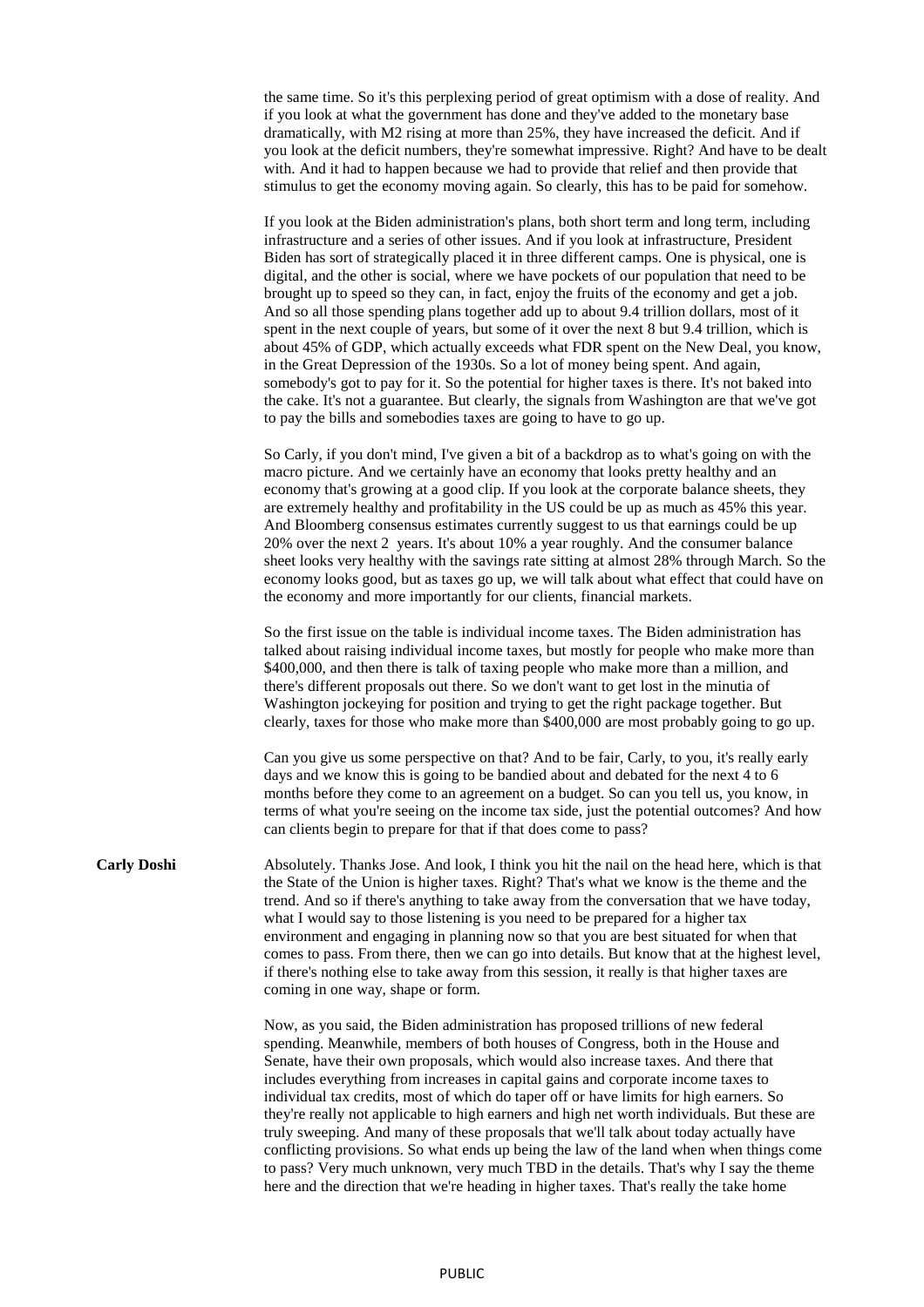the same time. So it's this perplexing period of great optimism with a dose of reality. And if you look at what the government has done and they've added to the monetary base dramatically, with M2 rising at more than 25%, they have increased the deficit. And if you look at the deficit numbers, they're somewhat impressive. Right? And have to be dealt with. And it had to happen because we had to provide that relief and then provide that stimulus to get the economy moving again. So clearly, this has to be paid for somehow.

If you look at the Biden administration's plans, both short term and long term, including infrastructure and a series of other issues. And if you look at infrastructure, President Biden has sort of strategically placed it in three different camps. One is physical, one is digital, and the other is social, where we have pockets of our population that need to be brought up to speed so they can, in fact, enjoy the fruits of the economy and get a job. And so all those spending plans together add up to about 9.4 trillion dollars, most of it spent in the next couple of years, but some of it over the next 8 but 9.4 trillion, which is about 45% of GDP, which actually exceeds what FDR spent on the New Deal, you know, in the Great Depression of the 1930s. So a lot of money being spent. And again, somebody's got to pay for it. So the potential for higher taxes is there. It's not baked into the cake. It's not a guarantee. But clearly, the signals from Washington are that we've got to pay the bills and somebodies taxes are going to have to go up.

So Carly, if you don't mind, I've given a bit of a backdrop as to what's going on with the macro picture. And we certainly have an economy that looks pretty healthy and an economy that's growing at a good clip. If you look at the corporate balance sheets, they are extremely healthy and profitability in the US could be up as much as 45% this year. And Bloomberg consensus estimates currently suggest to us that earnings could be up 20% over the next 2 years. It's about 10% a year roughly. And the consumer balance sheet looks very healthy with the savings rate sitting at almost 28% through March. So the economy looks good, but as taxes go up, we will talk about what effect that could have on the economy and more importantly for our clients, financial markets.

So the first issue on the table is individual income taxes. The Biden administration has talked about raising individual income taxes, but mostly for people who make more than \$400,000, and then there is talk of taxing people who make more than a million, and there's different proposals out there. So we don't want to get lost in the minutia of Washington jockeying for position and trying to get the right package together. But clearly, taxes for those who make more than \$400,000 are most probably going to go up.

Can you give us some perspective on that? And to be fair, Carly, to you, it's really early days and we know this is going to be bandied about and debated for the next 4 to 6 months before they come to an agreement on a budget. So can you tell us, you know, in terms of what you're seeing on the income tax side, just the potential outcomes? And how can clients begin to prepare for that if that does come to pass?

**Carly Doshi** Absolutely. Thanks Jose. And look, I think you hit the nail on the head here, which is that the State of the Union is higher taxes. Right? That's what we know is the theme and the trend. And so if there's anything to take away from the conversation that we have today, what I would say to those listening is you need to be prepared for a higher tax environment and engaging in planning now so that you are best situated for when that comes to pass. From there, then we can go into details. But know that at the highest level, if there's nothing else to take away from this session, it really is that higher taxes are coming in one way, shape or form.

Now, as you said, the Biden administration has proposed trillions of new federal spending. Meanwhile, members of both houses of Congress, both in the House and Senate, have their own proposals, which would also increase taxes. And there that includes everything from increases in capital gains and corporate income taxes to individual tax credits, most of which do taper off or have limits for high earners. So they're really not applicable to high earners and high net worth individuals. But these are truly sweeping. And many of these proposals that we'll talk about today actually have conflicting provisions. So what ends up being the law of the land when things come to pass? Very much unknown, very much TBD in the details. That's why I say the theme here and the direction that we're heading in higher taxes. That's really the take home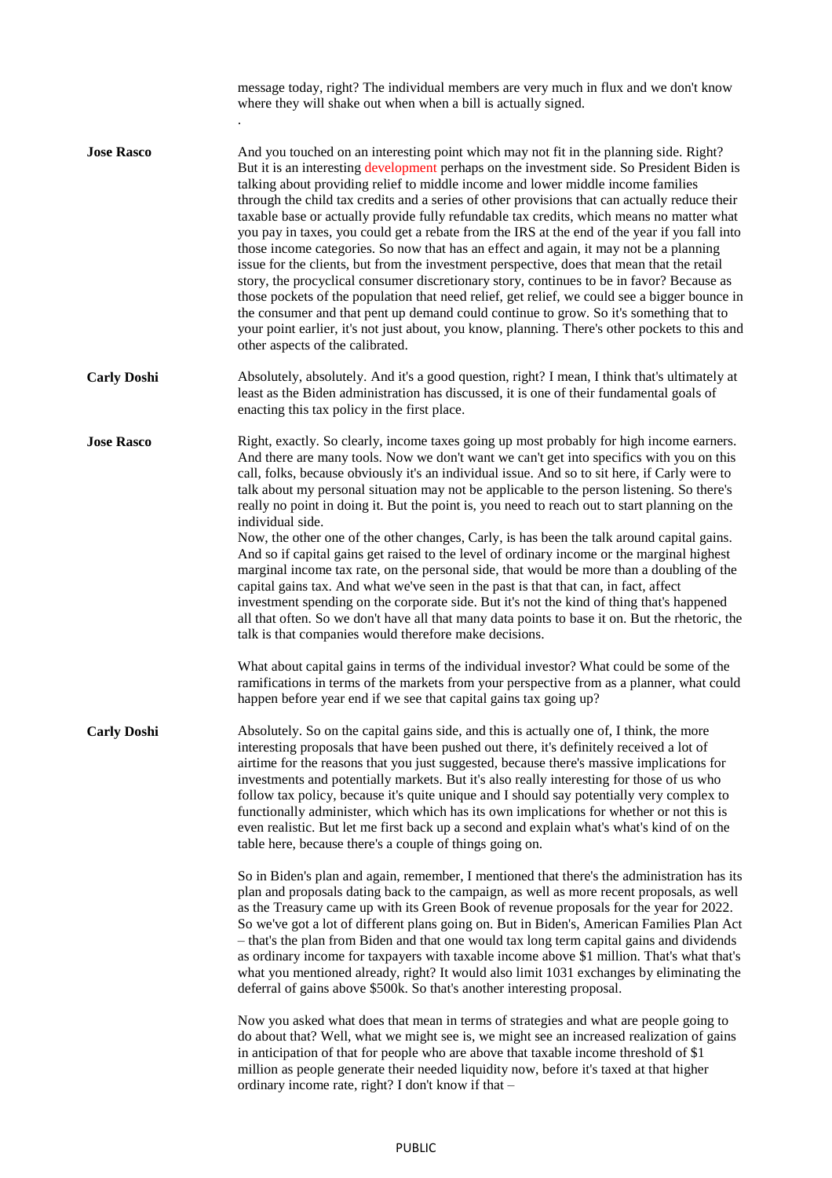message today, right? The individual members are very much in flux and we don't know where they will shake out when when a bill is actually signed.

.

**Jose Rasco**

And you touched on an interesting point which may not fit in the planning side. Right? But it is an interesting development perhaps on the investment side. So President Biden is talking about providing relief to middle income and lower middle income families through the child tax credits and a series of other provisions that can actually reduce their taxable base or actually provide fully refundable tax credits, which means no matter what you pay in taxes, you could get a rebate from the IRS at the end of the year if you fall into those income categories. So now that has an effect and again, it may not be a planning issue for the clients, but from the investment perspective, does that mean that the retail story, the procyclical consumer discretionary story, continues to be in favor? Because as those pockets of the population that need relief, get relief, we could see a bigger bounce in the consumer and that pent up demand could continue to grow. So it's something that to your point earlier, it's not just about, you know, planning. There's other pockets to this and other aspects of the calibrated.

**Carly Doshi**

Absolutely, absolutely. And it's a good question, right? I mean, I think that's ultimately at least as the Biden administration has discussed, it is one of their fundamental goals of enacting this tax policy in the first place.

**Jose Rasco**

Right, exactly. So clearly, income taxes going up most probably for high income earners. And there are many tools. Now we don't want we can't get into specifics with you on this call, folks, because obviously it's an individual issue. And so to sit here, if Carly were to talk about my personal situation may not be applicable to the person listening. So there's really no point in doing it. But the point is, you need to reach out to start planning on the individual side.

Now, the other one of the other changes, Carly, is has been the talk around capital gains. And so if capital gains get raised to the level of ordinary income or the marginal highest marginal income tax rate, on the personal side, that would be more than a doubling of the capital gains tax. And what we've seen in the past is that that can, in fact, affect investment spending on the corporate side. But it's not the kind of thing that's happened all that often. So we don't have all that many data points to base it on. But the rhetoric, the talk is that companies would therefore make decisions.

What about capital gains in terms of the individual investor? What could be some of the ramifications in terms of the markets from your perspective from as a planner, what could happen before year end if we see that capital gains tax going up?

**Carly Doshi**

Absolutely. So on the capital gains side, and this is actually one of, I think, the more interesting proposals that have been pushed out there, it's definitely received a lot of airtime for the reasons that you just suggested, because there's massive implications for investments and potentially markets. But it's also really interesting for those of us who follow tax policy, because it's quite unique and I should say potentially very complex to functionally administer, which which has its own implications for whether or not this is even realistic. But let me first back up a second and explain what's what's kind of on the table here, because there's a couple of things going on.

So in Biden's plan and again, remember, I mentioned that there's the administration has its plan and proposals dating back to the campaign, as well as more recent proposals, as well as the Treasury came up with its Green Book of revenue proposals for the year for 2022. So we've got a lot of different plans going on. But in Biden's, American Families Plan Act – that's the plan from Biden and that one would tax long term capital gains and dividends as ordinary income for taxpayers with taxable income above $1 million. That's what that's what you mentioned already, right? It would also limit 1031 exchanges by eliminating the deferral of gains above $500k. So that's another interesting proposal.

Now you asked what does that mean in terms of strategies and what are people going to do about that? Well, what we might see is, we might see an increased realization of gains in anticipation of that for people who are above that taxable income threshold of $1 million as people generate their needed liquidity now, before it's taxed at that higher ordinary income rate, right? I don't know if that –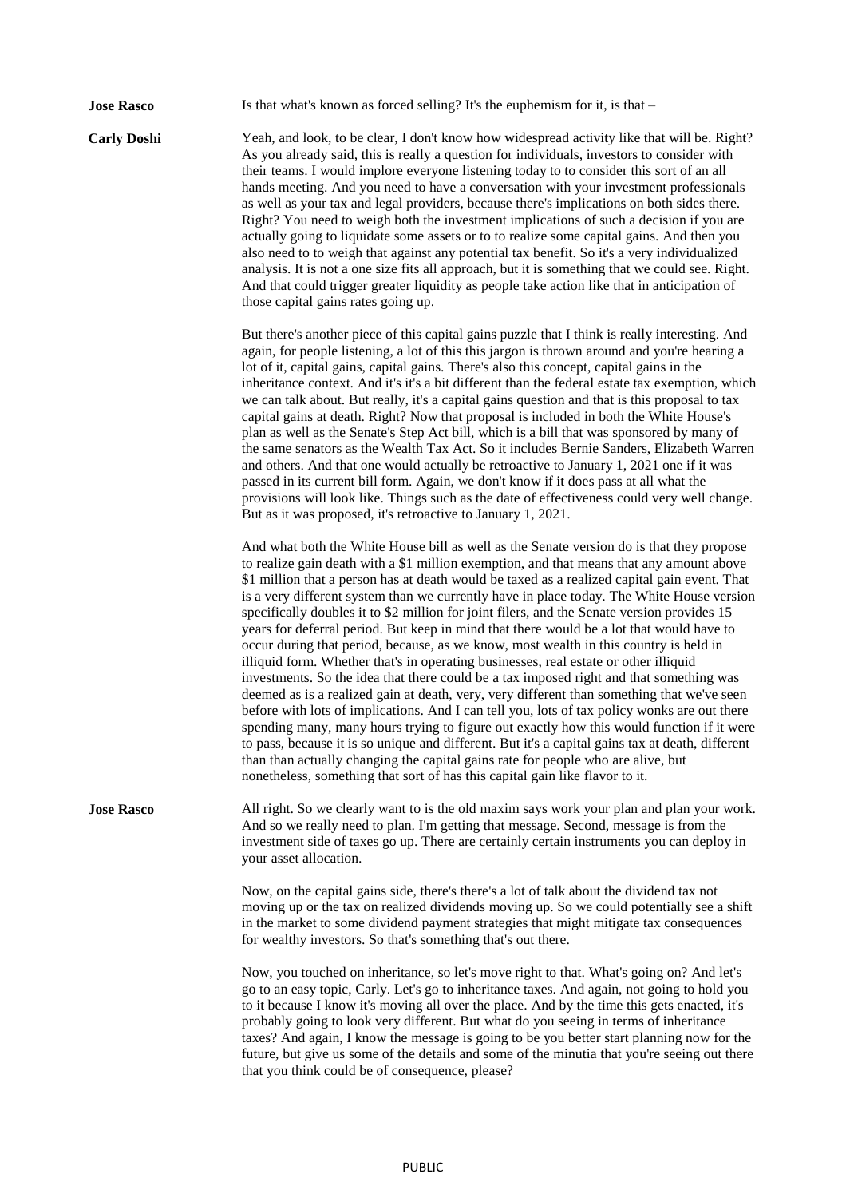**Jose Rasco** Is that what's known as forced selling? It's the euphemism for it, is that –

**Carly Doshi** Yeah, and look, to be clear, I don't know how widespread activity like that will be. Right? As you already said, this is really a question for individuals, investors to consider with their teams. I would implore everyone listening today to to consider this sort of an all hands meeting. And you need to have a conversation with your investment professionals as well as your tax and legal providers, because there's implications on both sides there. Right? You need to weigh both the investment implications of such a decision if you are actually going to liquidate some assets or to to realize some capital gains. And then you also need to to weigh that against any potential tax benefit. So it's a very individualized analysis. It is not a one size fits all approach, but it is something that we could see. Right. And that could trigger greater liquidity as people take action like that in anticipation of those capital gains rates going up.

But there's another piece of this capital gains puzzle that I think is really interesting. And again, for people listening, a lot of this this jargon is thrown around and you're hearing a lot of it, capital gains, capital gains. There's also this concept, capital gains in the inheritance context. And it's it's a bit different than the federal estate tax exemption, which we can talk about. But really, it's a capital gains question and that is this proposal to tax capital gains at death. Right? Now that proposal is included in both the White House's plan as well as the Senate's Step Act bill, which is a bill that was sponsored by many of the same senators as the Wealth Tax Act. So it includes Bernie Sanders, Elizabeth Warren and others. And that one would actually be retroactive to January 1, 2021 one if it was passed in its current bill form. Again, we don't know if it does pass at all what the provisions will look like. Things such as the date of effectiveness could very well change. But as it was proposed, it's retroactive to January 1, 2021.

And what both the White House bill as well as the Senate version do is that they propose to realize gain death with a \$1 million exemption, and that means that any amount above \$1 million that a person has at death would be taxed as a realized capital gain event. That is a very different system than we currently have in place today. The White House version specifically doubles it to \$2 million for joint filers, and the Senate version provides 15 years for deferral period. But keep in mind that there would be a lot that would have to occur during that period, because, as we know, most wealth in this country is held in illiquid form. Whether that's in operating businesses, real estate or other illiquid investments. So the idea that there could be a tax imposed right and that something was deemed as is a realized gain at death, very, very different than something that we've seen before with lots of implications. And I can tell you, lots of tax policy wonks are out there spending many, many hours trying to figure out exactly how this would function if it were to pass, because it is so unique and different. But it's a capital gains tax at death, different than than actually changing the capital gains rate for people who are alive, but nonetheless, something that sort of has this capital gain like flavor to it.

**Jose Rasco** All right. So we clearly want to is the old maxim says work your plan and plan your work. And so we really need to plan. I'm getting that message. Second, message is from the investment side of taxes go up. There are certainly certain instruments you can deploy in your asset allocation.

Now, on the capital gains side, there's there's a lot of talk about the dividend tax not moving up or the tax on realized dividends moving up. So we could potentially see a shift in the market to some dividend payment strategies that might mitigate tax consequences for wealthy investors. So that's something that's out there.

Now, you touched on inheritance, so let's move right to that. What's going on? And let's go to an easy topic, Carly. Let's go to inheritance taxes. And again, not going to hold you to it because I know it's moving all over the place. And by the time this gets enacted, it's probably going to look very different. But what do you seeing in terms of inheritance taxes? And again, I know the message is going to be you better start planning now for the future, but give us some of the details and some of the minutia that you're seeing out there that you think could be of consequence, please?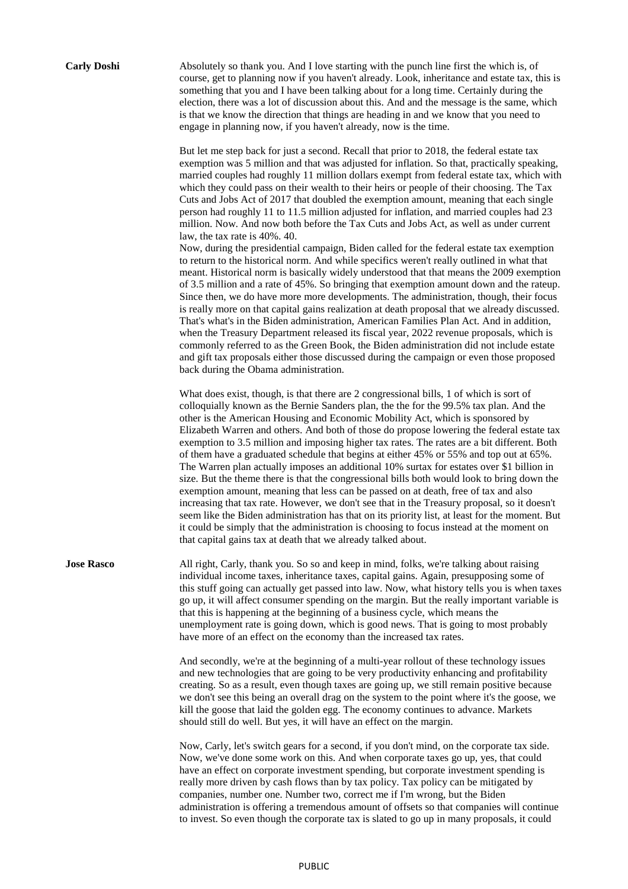**Carly Doshi**

Absolutely so thank you. And I love starting with the punch line first the which is, of course, get to planning now if you haven't already. Look, inheritance and estate tax, this is something that you and I have been talking about for a long time. Certainly during the election, there was a lot of discussion about this. And the message is the same, which is that we know the direction that things are heading in and we know that you need to engage in planning now, if you haven't already, now is the time.

But let me step back for just a second. Recall that prior to 2018, the federal estate tax exemption was 5 million and that was adjusted for inflation. So that, practically speaking, married couples had roughly 11 million dollars exempt from federal estate tax, which with which they could pass on their wealth to their heirs or people of their choosing. The Tax Cuts and Jobs Act of 2017 that doubled the exemption amount, meaning that each single person had roughly 11 to 11.5 million adjusted for inflation, and married couples had 23 million. Now. And now both before the Tax Cuts and Jobs Act, as well as under current law, the tax rate is 40%. 40.

Now, during the presidential campaign, Biden called for the federal estate tax exemption to return to the historical norm. And while specifics weren't really outlined in what that meant. Historical norm is basically widely understood that that means the 2009 exemption of 3.5 million and a rate of 45%. So bringing that exemption amount down and the rateup. Since then, we do have more more developments. The administration, though, their focus is really more on that capital gains realization at death proposal that we already discussed. That's what's in the Biden administration, American Families Plan Act. And in addition, when the Treasury Department released its fiscal year, 2022 revenue proposals, which is commonly referred to as the Green Book, the Biden administration did not include estate and gift tax proposals either those discussed during the campaign or even those proposed back during the Obama administration.

What does exist, though, is that there are 2 congressional bills, 1 of which is sort of colloquially known as the Bernie Sanders plan, the the for the 99.5% tax plan. And the other is the American Housing and Economic Mobility Act, which is sponsored by Elizabeth Warren and others. And both of those do propose lowering the federal estate tax exemption to 3.5 million and imposing higher tax rates. The rates are a bit different. Both of them have a graduated schedule that begins at either 45% or 55% and top out at 65%. The Warren plan actually imposes an additional 10% surtax for estates over $1 billion in size. But the theme there is that the congressional bills both would look to bring down the exemption amount, meaning that less can be passed on at death, free of tax and also increasing that tax rate. However, we don't see that in the Treasury proposal, so it doesn't seem like the Biden administration has that on its priority list, at least for the moment. But it could be simply that the administration is choosing to focus instead at the moment on that capital gains tax at death that we already talked about.

**Jose Rasco**

All right, Carly, thank you. So so and keep in mind, folks, we're talking about raising individual income taxes, inheritance taxes, capital gains. Again, presupposing some of this stuff going can actually get passed into law. Now, what history tells you is when taxes go up, it will affect consumer spending on the margin. But the really important variable is that this is happening at the beginning of a business cycle, which means the unemployment rate is going down, which is good news. That is going to most probably have more of an effect on the economy than the increased tax rates.

And secondly, we're at the beginning of a multi-year rollout of these technology issues and new technologies that are going to be very productivity enhancing and profitability creating. So as a result, even though taxes are going up, we still remain positive because we don't see this being an overall drag on the system to the point where it's the goose, we kill the goose that laid the golden egg. The economy continues to advance. Markets should still do well. But yes, it will have an effect on the margin.

Now, Carly, let's switch gears for a second, if you don't mind, on the corporate tax side. Now, we've done some work on this. And when corporate taxes go up, yes, that could have an effect on corporate investment spending, but corporate investment spending is really more driven by cash flows than by tax policy. Tax policy can be mitigated by companies, number one. Number two, correct me if I'm wrong, but the Biden administration is offering a tremendous amount of offsets so that companies will continue to invest. So even though the corporate tax is slated to go up in many proposals, it could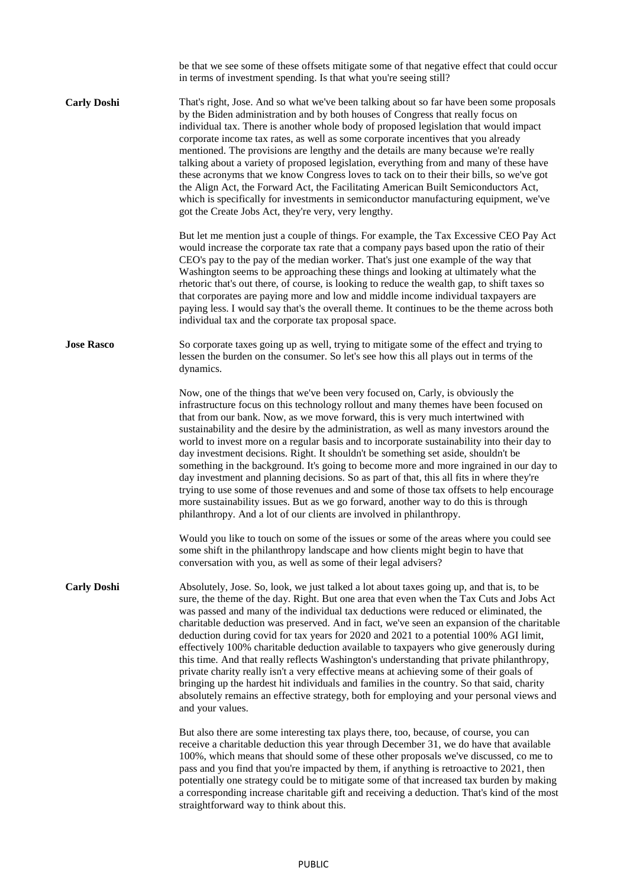be that we see some of these offsets mitigate some of that negative effect that could occur in terms of investment spending. Is that what you're seeing still?

**Carly Doshi** That's right, Jose. And so what we've been talking about so far have been some proposals by the Biden administration and by both houses of Congress that really focus on individual tax. There is another whole body of proposed legislation that would impact corporate income tax rates, as well as some corporate incentives that you already mentioned. The provisions are lengthy and the details are many because we're really talking about a variety of proposed legislation, everything from and many of these have these acronyms that we know Congress loves to tack on to their their bills, so we've got the Align Act, the Forward Act, the Facilitating American Built Semiconductors Act, which is specifically for investments in semiconductor manufacturing equipment, we've got the Create Jobs Act, they're very, very lengthy.

But let me mention just a couple of things. For example, the Tax Excessive CEO Pay Act would increase the corporate tax rate that a company pays based upon the ratio of their CEO's pay to the pay of the median worker. That's just one example of the way that Washington seems to be approaching these things and looking at ultimately what the rhetoric that's out there, of course, is looking to reduce the wealth gap, to shift taxes so that corporates are paying more and low and middle income individual taxpayers are paying less. I would say that's the overall theme. It continues to be the theme across both individual tax and the corporate tax proposal space.

**Jose Rasco** So corporate taxes going up as well, trying to mitigate some of the effect and trying to lessen the burden on the consumer. So let's see how this all plays out in terms of the dynamics.

Now, one of the things that we've been very focused on, Carly, is obviously the infrastructure focus on this technology rollout and many themes have been focused on that from our bank. Now, as we move forward, this is very much intertwined with sustainability and the desire by the administration, as well as many investors around the world to invest more on a regular basis and to incorporate sustainability into their day to day investment decisions. Right. It shouldn't be something set aside, shouldn't be something in the background. It's going to become more and more ingrained in our day to day investment and planning decisions. So as part of that, this all fits in where they're trying to use some of those revenues and and some of those tax offsets to help encourage more sustainability issues. But as we go forward, another way to do this is through philanthropy. And a lot of our clients are involved in philanthropy.

Would you like to touch on some of the issues or some of the areas where you could see some shift in the philanthropy landscape and how clients might begin to have that conversation with you, as well as some of their legal advisers?

**Carly Doshi** Absolutely, Jose. So, look, we just talked a lot about taxes going up, and that is, to be sure, the theme of the day. Right. But one area that even when the Tax Cuts and Jobs Act was passed and many of the individual tax deductions were reduced or eliminated, the charitable deduction was preserved. And in fact, we've seen an expansion of the charitable deduction during covid for tax years for 2020 and 2021 to a potential 100% AGI limit, effectively 100% charitable deduction available to taxpayers who give generously during this time. And that really reflects Washington's understanding that private philanthropy, private charity really isn't a very effective means at achieving some of their goals of bringing up the hardest hit individuals and families in the country. So that said, charity absolutely remains an effective strategy, both for employing and your personal views and and your values.

But also there are some interesting tax plays there, too, because, of course, you can receive a charitable deduction this year through December 31, we do have that available 100%, which means that should some of these other proposals we've discussed, co me to pass and you find that you're impacted by them, if anything is retroactive to 2021, then potentially one strategy could be to mitigate some of that increased tax burden by making a corresponding increase charitable gift and receiving a deduction. That's kind of the most straightforward way to think about this.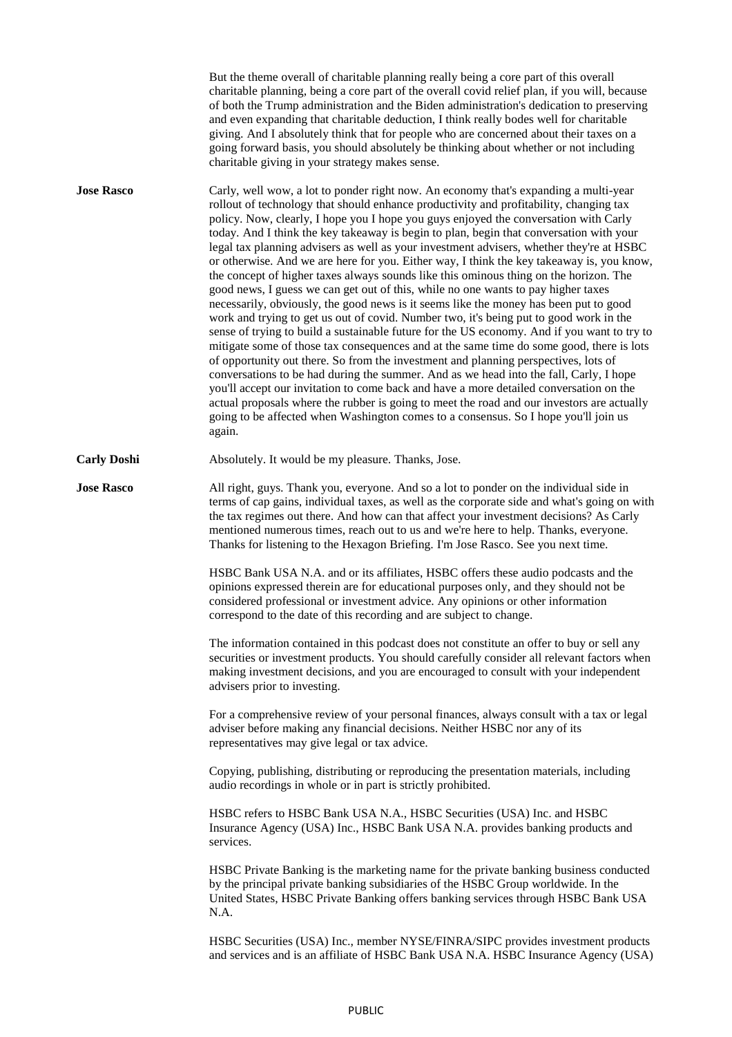But the theme overall of charitable planning really being a core part of this overall charitable planning, being a core part of the overall covid relief plan, if you will, because of both the Trump administration and the Biden administration's dedication to preserving and even expanding that charitable deduction, I think really bodes well for charitable giving. And I absolutely think that for people who are concerned about their taxes on a going forward basis, you should absolutely be thinking about whether or not including charitable giving in your strategy makes sense.

**Jose Rasco** Carly, well wow, a lot to ponder right now. An economy that's expanding a multi-year rollout of technology that should enhance productivity and profitability, changing tax policy. Now, clearly, I hope you I hope you guys enjoyed the conversation with Carly today. And I think the key takeaway is begin to plan, begin that conversation with your legal tax planning advisers as well as your investment advisers, whether they're at HSBC or otherwise. And we are here for you. Either way, I think the key takeaway is, you know, the concept of higher taxes always sounds like this ominous thing on the horizon. The good news, I guess we can get out of this, while no one wants to pay higher taxes necessarily, obviously, the good news is it seems like the money has been put to good work and trying to get us out of covid. Number two, it's being put to good work in the sense of trying to build a sustainable future for the US economy. And if you want to try to mitigate some of those tax consequences and at the same time do some good, there is lots of opportunity out there. So from the investment and planning perspectives, lots of conversations to be had during the summer. And as we head into the fall, Carly, I hope you'll accept our invitation to come back and have a more detailed conversation on the actual proposals where the rubber is going to meet the road and our investors are actually going to be affected when Washington comes to a consensus. So I hope you'll join us again.

**Carly Doshi** Absolutely. It would be my pleasure. Thanks, Jose.

**Jose Rasco** All right, guys. Thank you, everyone. And so a lot to ponder on the individual side in terms of cap gains, individual taxes, as well as the corporate side and what's going on with the tax regimes out there. And how can that affect your investment decisions? As Carly mentioned numerous times, reach out to us and we're here to help. Thanks, everyone. Thanks for listening to the Hexagon Briefing. I'm Jose Rasco. See you next time.

HSBC Bank USA N.A. and or its affiliates, HSBC offers these audio podcasts and the opinions expressed therein are for educational purposes only, and they should not be considered professional or investment advice. Any opinions or other information correspond to the date of this recording and are subject to change.

The information contained in this podcast does not constitute an offer to buy or sell any securities or investment products. You should carefully consider all relevant factors when making investment decisions, and you are encouraged to consult with your independent advisers prior to investing.

For a comprehensive review of your personal finances, always consult with a tax or legal adviser before making any financial decisions. Neither HSBC nor any of its representatives may give legal or tax advice.

Copying, publishing, distributing or reproducing the presentation materials, including audio recordings in whole or in part is strictly prohibited.

HSBC refers to HSBC Bank USA N.A., HSBC Securities (USA) Inc. and HSBC Insurance Agency (USA) Inc., HSBC Bank USA N.A. provides banking products and services.

HSBC Private Banking is the marketing name for the private banking business conducted by the principal private banking subsidiaries of the HSBC Group worldwide. In the United States, HSBC Private Banking offers banking services through HSBC Bank USA N.A.

HSBC Securities (USA) Inc., member NYSE/FINRA/SIPC provides investment products and services and is an affiliate of HSBC Bank USA N.A. HSBC Insurance Agency (USA)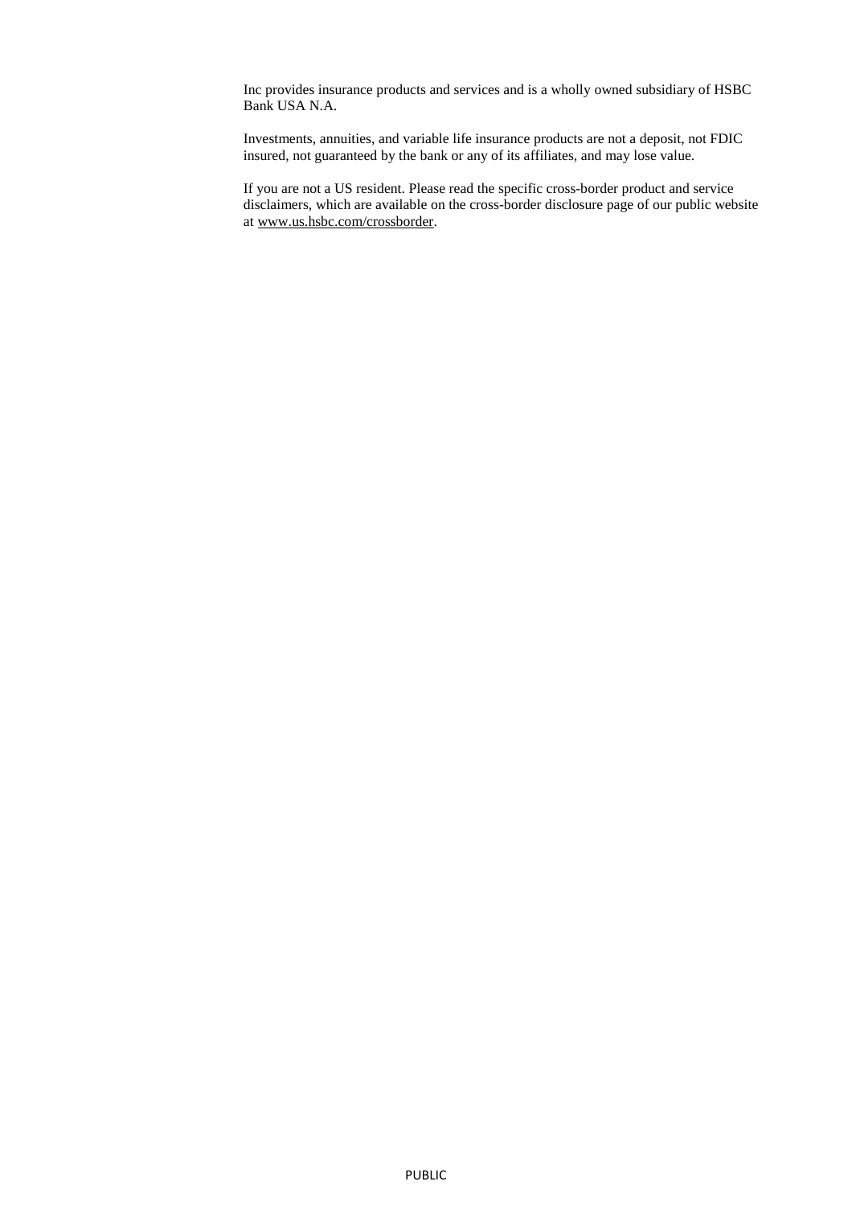Inc provides insurance products and services and is a wholly owned subsidiary of HSBC Bank USA N.A.

Investments, annuities, and variable life insurance products are not a deposit, not FDIC insured, not guaranteed by the bank or any of its affiliates, and may lose value.

If you are not a US resident. Please read the specific cross-border product and service disclaimers, which are available on the cross-border disclosure page of our public website at www.us.hsbc.com/crossborder.